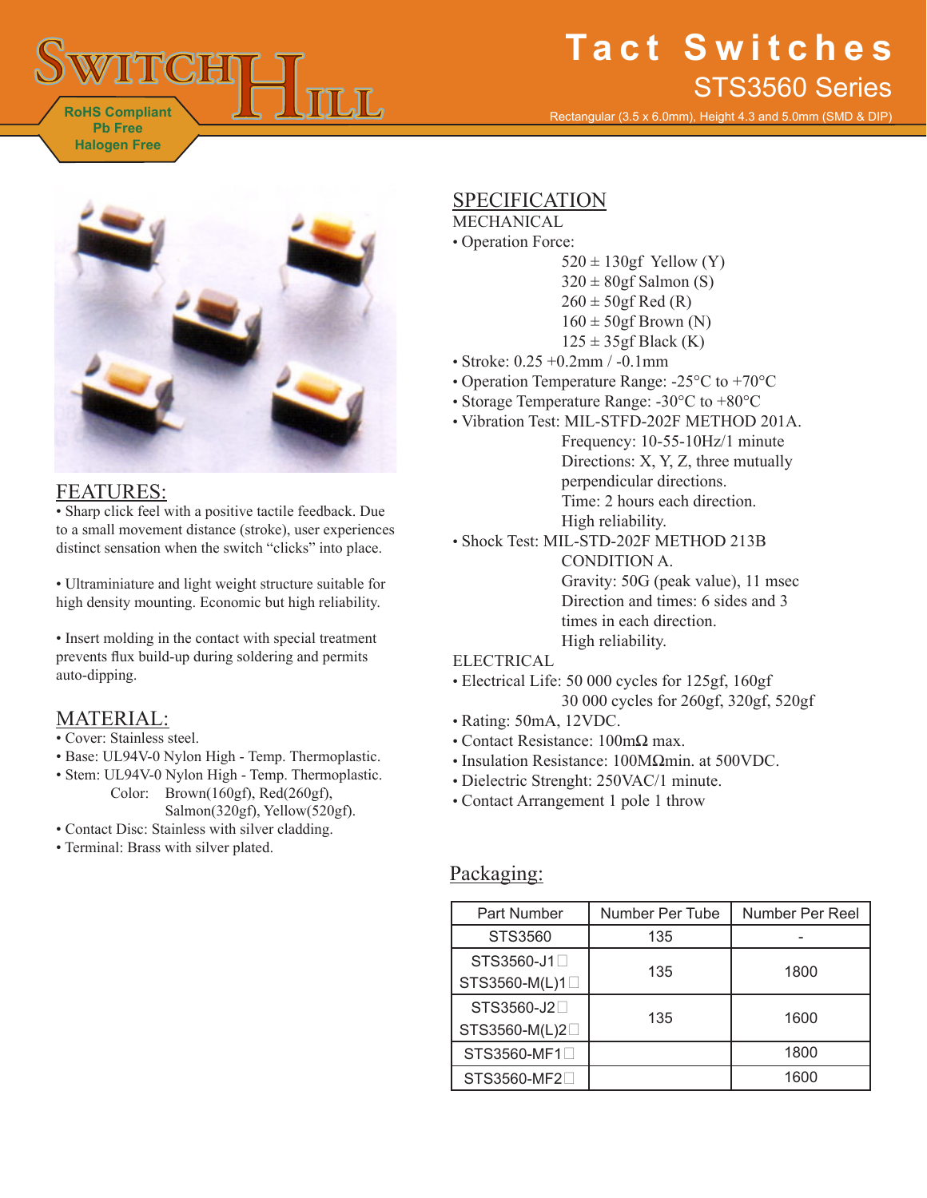# SWITCH HILL

RoHS Compliant
Pb Free
Halogen Free

# Tact Switches

## STS3560 Series

Rectangular (3.5 x 6.0mm), Height 4.3 and 5.0mm (SMD & DIP)

## FEATURES:

• Sharp click feel with a positive tactile feedback. Due to a small movement distance (stroke), user experiences distinct sensation when the switch "clicks" into place.

• Ultraminiature and light weight structure suitable for high density mounting. Economic but high reliability.

• Insert molding in the contact with special treatment prevents flux build-up during soldering and permits auto-dipping.

## MATERIAL:

- Cover: Stainless steel.
- Base: UL94V-0 Nylon High - Temp. Thermoplastic.
- Stem: UL94V-0 Nylon High - Temp. Thermoplastic.
  Color: Brown(160gf), Red(260gf), Salmon(320gf), Yellow(520gf).
- Contact Disc: Stainless with silver cladding.
- Terminal: Brass with silver plated.

## SPECIFICATION

MECHANICAL

- Operation Force:
  - 520 ± 130gf Yellow (Y)
  - 320 ± 80gf Salmon (S)
  - 260 ± 50gf Red (R)
  - 160 ± 50gf Brown (N)
  - 125 ± 35gf Black (K)
- Stroke: 0.25 +0.2mm / -0.1mm
- Operation Temperature Range: -25°C to +70°C
- Storage Temperature Range: -30°C to +80°C
- Vibration Test: MIL-STFD-202F METHOD 201A.
  Frequency: 10-55-10Hz/1 minute
  Directions: X, Y, Z, three mutually perpendicular directions.
  Time: 2 hours each direction.
  High reliability.
- Shock Test: MIL-STD-202F METHOD 213B CONDITION A.
  Gravity: 50G (peak value), 11 msec
  Direction and times: 6 sides and 3 times in each direction.
  High reliability.

ELECTRICAL

- Electrical Life: 50 000 cycles for 125gf, 160gf
  30 000 cycles for 260gf, 320gf, 520gf
- Rating: 50mA, 12VDC.
- Contact Resistance: 100mΩ max.
- Insulation Resistance: 100MΩmin. at 500VDC.
- Dielectric Strenght: 250VAC/1 minute.
- Contact Arrangement 1 pole 1 throw

## Packaging:

| Part Number | Number Per Tube | Number Per Reel |
|---|---|---|
| STS3560 | 135 | - |
| STS3560-J1□<br>STS3560-M(L)1□ | 135 | 1800 |
| STS3560-J2□<br>STS3560-M(L)2□ | 135 | 1600 |
| STS3560-MF1□ | | 1800 |
| STS3560-MF2□ | | 1600 |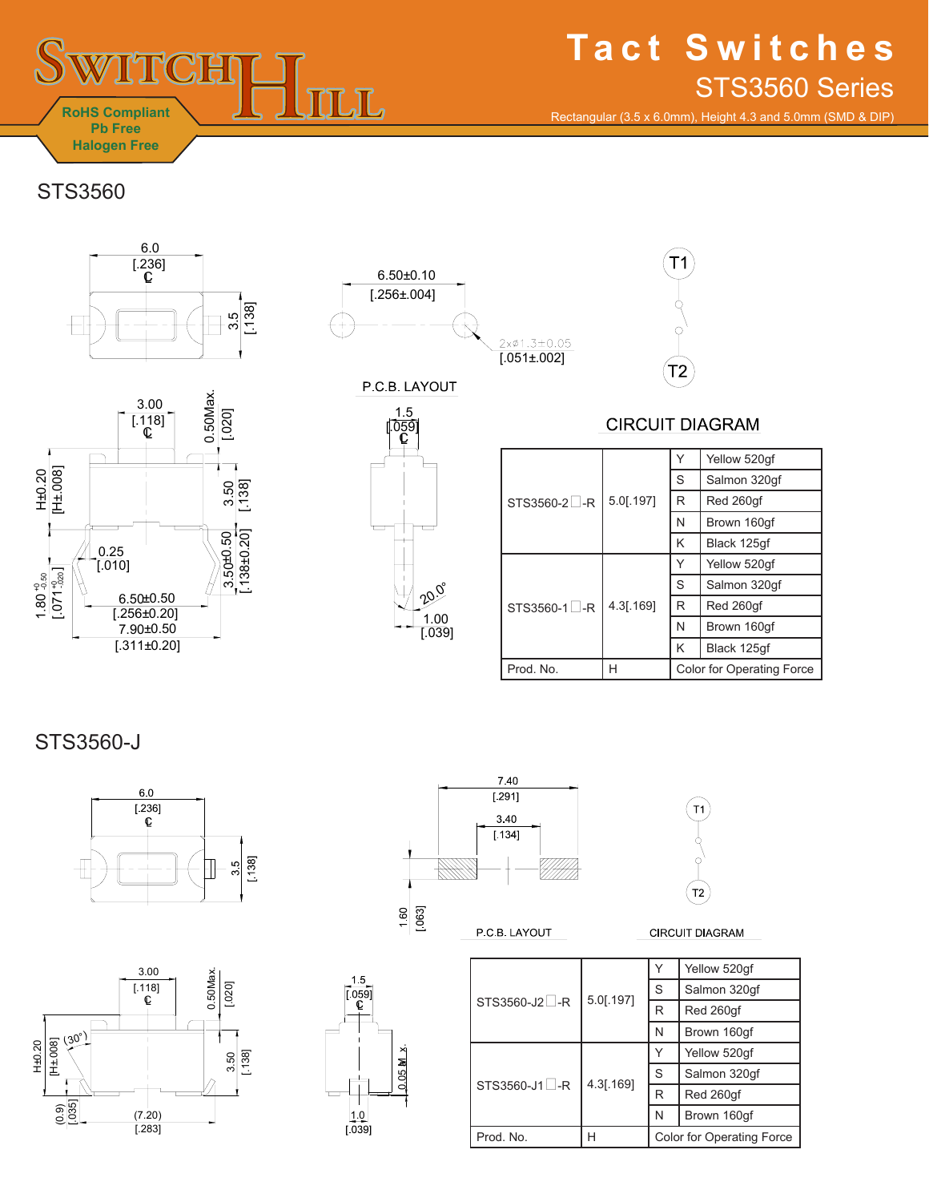# Tact Switches

## STS3560 Series

Rectangular (3.5 x 6.0mm), Height 4.3 and 5.0mm (SMD & DIP)

RoHS Compliant
Pb Free
Halogen Free

## STS3560

P.C.B. LAYOUT

CIRCUIT DIAGRAM

| Prod. No. | H | | Color for Operating Force |
|---|---|---|---|
| STS3560-2□-R | 5.0[.197] | Y | Yellow 520gf |
| | | S | Salmon 320gf |
| | | R | Red 260gf |
| | | N | Brown 160gf |
| | | K | Black 125gf |
| STS3560-1□-R | 4.3[.169] | Y | Yellow 520gf |
| | | S | Salmon 320gf |
| | | R | Red 260gf |
| | | N | Brown 160gf |
| | | K | Black 125gf |

## STS3560-J

P.C.B. LAYOUT

CIRCUIT DIAGRAM

| Prod. No. | H | | Color for Operating Force |
|---|---|---|---|
| STS3560-J2□-R | 5.0[.197] | Y | Yellow 520gf |
| | | S | Salmon 320gf |
| | | R | Red 260gf |
| | | N | Brown 160gf |
| STS3560-J1□-R | 4.3[.169] | Y | Yellow 520gf |
| | | S | Salmon 320gf |
| | | R | Red 260gf |
| | | N | Brown 160gf |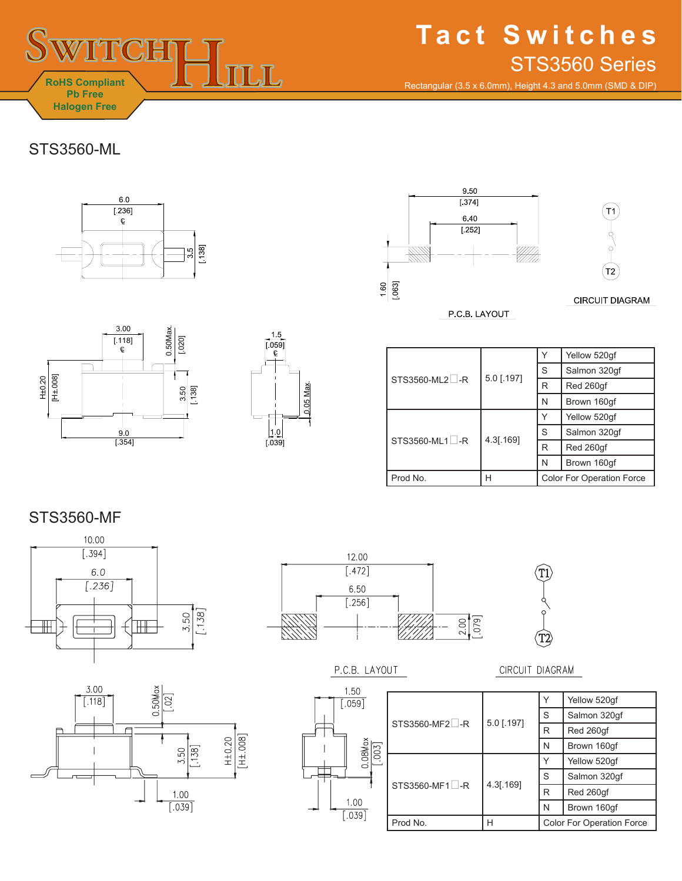# Tact Switches

## STS3560 Series

Rectangular (3.5 x 6.0mm), Height 4.3 and 5.0mm (SMD & DIP)

RoHS Compliant
Pb Free
Halogen Free

## STS3560-ML

P.C.B. LAYOUT

CIRCUIT DIAGRAM

| Prod No. | H | Color For Operation Force | |
|---|---|---|---|
| STS3560-ML2□-R | 5.0 [.197] | Y | Yellow 520gf |
| | | S | Salmon 320gf |
| | | R | Red 260gf |
| | | N | Brown 160gf |
| STS3560-ML1□-R | 4.3[.169] | Y | Yellow 520gf |
| | | S | Salmon 320gf |
| | | R | Red 260gf |
| | | N | Brown 160gf |

## STS3560-MF

P.C.B. LAYOUT

CIRCUIT DIAGRAM

| Prod No. | H | Color For Operation Force | |
|---|---|---|---|
| STS3560-MF2□-R | 5.0 [.197] | Y | Yellow 520gf |
| | | S | Salmon 320gf |
| | | R | Red 260gf |
| | | N | Brown 160gf |
| STS3560-MF1□-R | 4.3[.169] | Y | Yellow 520gf |
| | | S | Salmon 320gf |
| | | R | Red 260gf |
| | | N | Brown 160gf |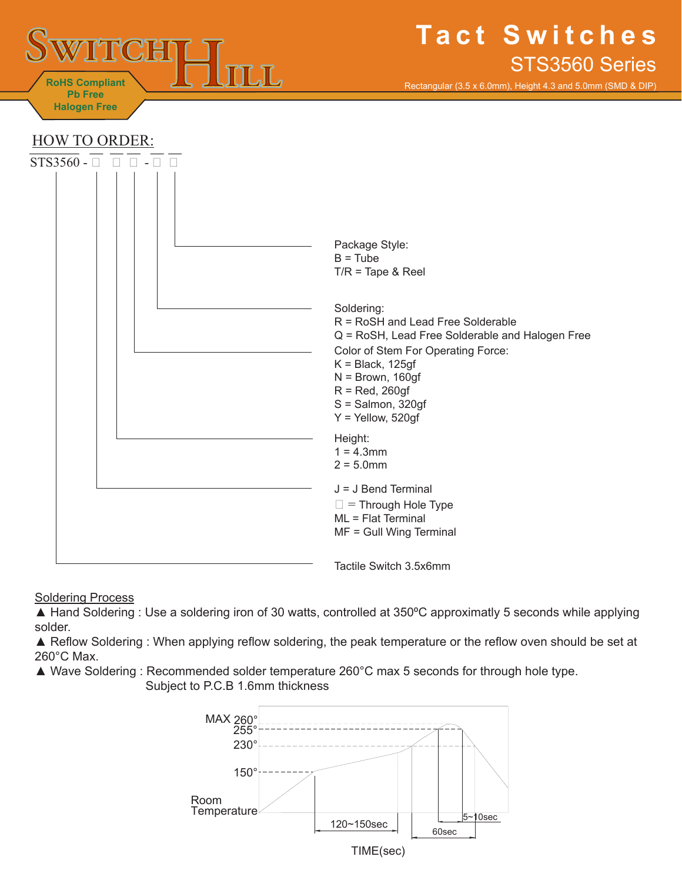# Tact Switches

## STS3560 Series

Rectangular (3.5 x 6.0mm), Height 4.3 and 5.0mm (SMD & DIP)

RoHS Compliant
Pb Free
Halogen Free

### HOW TO ORDER:

STS3560 - □ □ □ - □ □

**Package Style:**
- B = Tube
- T/R = Tape & Reel

**Soldering:**
- R = RoSH and Lead Free Solderable
- Q = RoSH, Lead Free Solderable and Halogen Free

**Color of Stem For Operating Force:**
- K = Black, 125gf
- N = Brown, 160gf
- R = Red, 260gf
- S = Salmon, 320gf
- Y = Yellow, 520gf

**Height:**
- 1 = 4.3mm
- 2 = 5.0mm

- J = J Bend Terminal
- □ = Through Hole Type
- ML = Flat Terminal
- MF = Gull Wing Terminal

Tactile Switch 3.5x6mm

### Soldering Process

▲ Hand Soldering : Use a soldering iron of 30 watts, controlled at 350ºC approximatly 5 seconds while applying solder.

▲ Reflow Soldering : When applying reflow soldering, the peak temperature or the reflow oven should be set at 260°C Max.

▲ Wave Soldering : Recommended solder temperature 260°C max 5 seconds for through hole type. Subject to P.C.B 1.6mm thickness

MAX 260°
255°
230°
150°
Room Temperature
120~150sec
60sec
5~10sec
TIME(sec)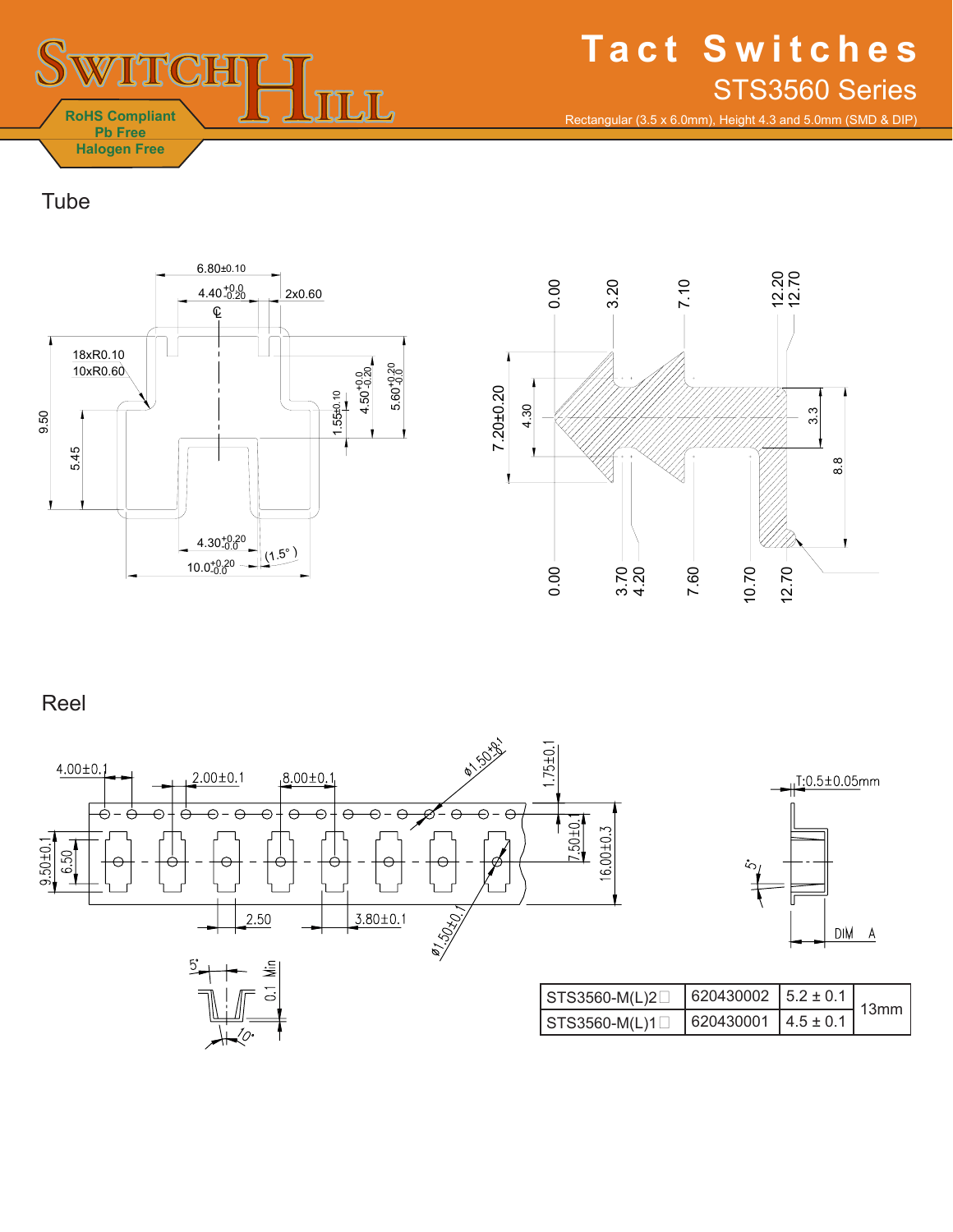## Tube

6.80±0.10

$4.40^{+0.0}_{-0.20}$

2x0.60

℄

18xR0.10

10xR0.60

9.50

5.45

1.55±0.10

$4.50^{+0.0}_{-0.20}$

$5.60^{+0.20}_{-0.0}$

$4.30^{+0.20}_{-0.0}$

$10.0^{+0.20}_{-0.0}$

(1.5°)

0.00 3.20 7.10 12.20 12.70

7.20±0.20

4.30

3.3

8.8

0.00 3.70 4.20 7.60 10.70 12.70

## Reel

4.00±0.1

2.00±0.1

8.00±0.1

ø1.50+0.1 -0

1.75±0.1

9.50±0.1

6.50

7.50±0.1

16.00±0.3

2.50

3.80±0.1

ø1.50±0.1

5°

0.1 Min

10°

T:0.5±0.05mm

5°

DIM A

| | | | |
|---|---|---|---|
| STS3560-M(L)2□ | 620430002 | 5.2 ± 0.1 | 13mm |
| STS3560-M(L)1□ | 620430001 | 4.5 ± 0.1 | |